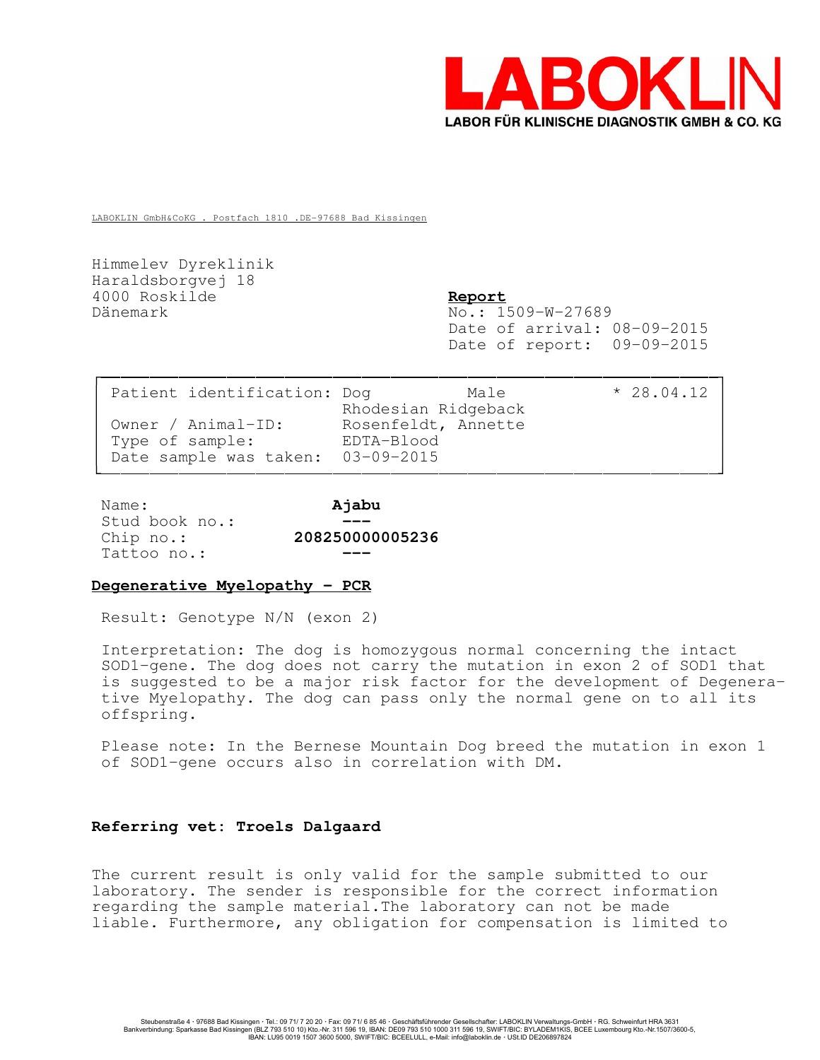**LABOKLIN**
**LABOR FÜR KLINISCHE DIAGNOSTIK GMBH & CO. KG**

LABOKLIN GmbH&CoKG . Postfach 1810 .DE-97688 Bad Kissingen

Himmelev Dyreklinik
Haraldsborgvej 18
4000 Roskilde
Dänemark

**Report**
No.: 1509-W-27689
Date of arrival: 08-09-2015
Date of report: 09-09-2015

| | | | |
|---|---|---|---|
| Patient identification: | Dog | Male | * 28.04.12 |
| | Rhodesian Ridgeback | | |
| Owner / Animal-ID: | Rosenfeldt, Annette | | |
| Type of sample: | EDTA-Blood | | |
| Date sample was taken: | 03-09-2015 | | |

| | |
|---|---|
| Name: | **Ajabu** |
| Stud book no.: | **---** |
| Chip no.: | **208250000005236** |
| Tattoo no.: | **---** |

## Degenerative Myelopathy - PCR

Result: Genotype N/N (exon 2)

Interpretation: The dog is homozygous normal concerning the intact SOD1-gene. The dog does not carry the mutation in exon 2 of SOD1 that is suggested to be a major risk factor for the development of Degenerative Myelopathy. The dog can pass only the normal gene on to all its offspring.

Please note: In the Bernese Mountain Dog breed the mutation in exon 1 of SOD1-gene occurs also in correlation with DM.

**Referring vet: Troels Dalgaard**

The current result is only valid for the sample submitted to our laboratory. The sender is responsible for the correct information regarding the sample material.The laboratory can not be made liable. Furthermore, any obligation for compensation is limited to

Steubenstraße 4 · 97688 Bad Kissingen · Tel.: 09 71/ 7 20 20 · Fax: 09 71/ 6 85 46 · Geschäftsführender Gesellschafter: LABOKLIN Verwaltungs-GmbH · RG. Schweinfurt HRA 3631
Bankverbindung: Sparkasse Bad Kissingen (BLZ 793 510 10) Kto.-Nr. 311 596 19, IBAN: DE09 793 510 1000 311 596 19, SWIFT/BIC: BYLADEM1KIS, BCEE Luxembourg Kto.-Nr.1507/3600-5,
IBAN: LU95 0019 1507 3600 5000, SWIFT/BIC: BCEELULL, e-Mail: info@laboklin.de · USt.ID DE206897824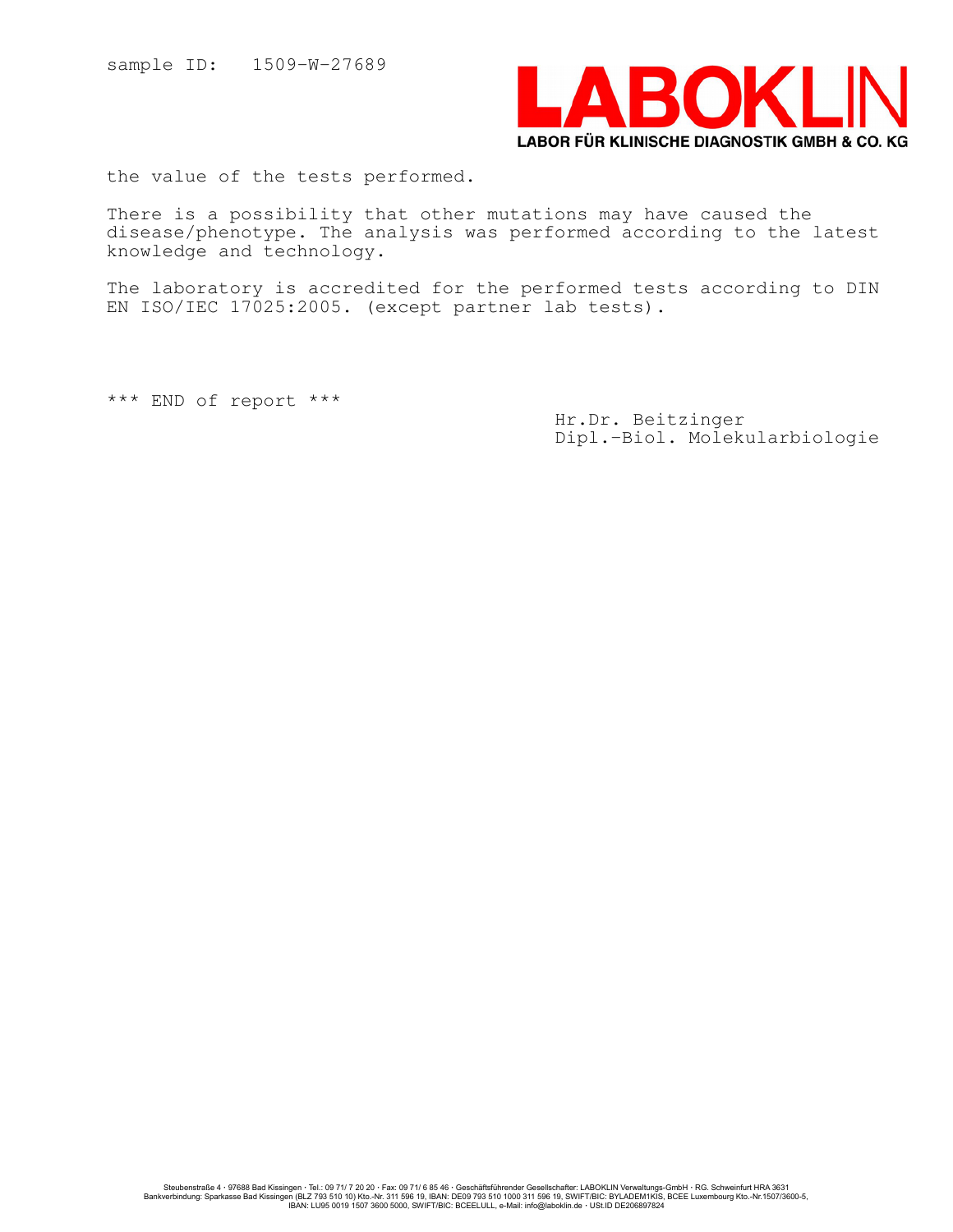the value of the tests performed.

There is a possibility that other mutations may have caused the disease/phenotype. The analysis was performed according to the latest knowledge and technology.

The laboratory is accredited for the performed tests according to DIN EN ISO/IEC 17025:2005. (except partner lab tests).

*** END of report ***

Hr.Dr. Beitzinger
Dipl.-Biol. Molekularbiologie